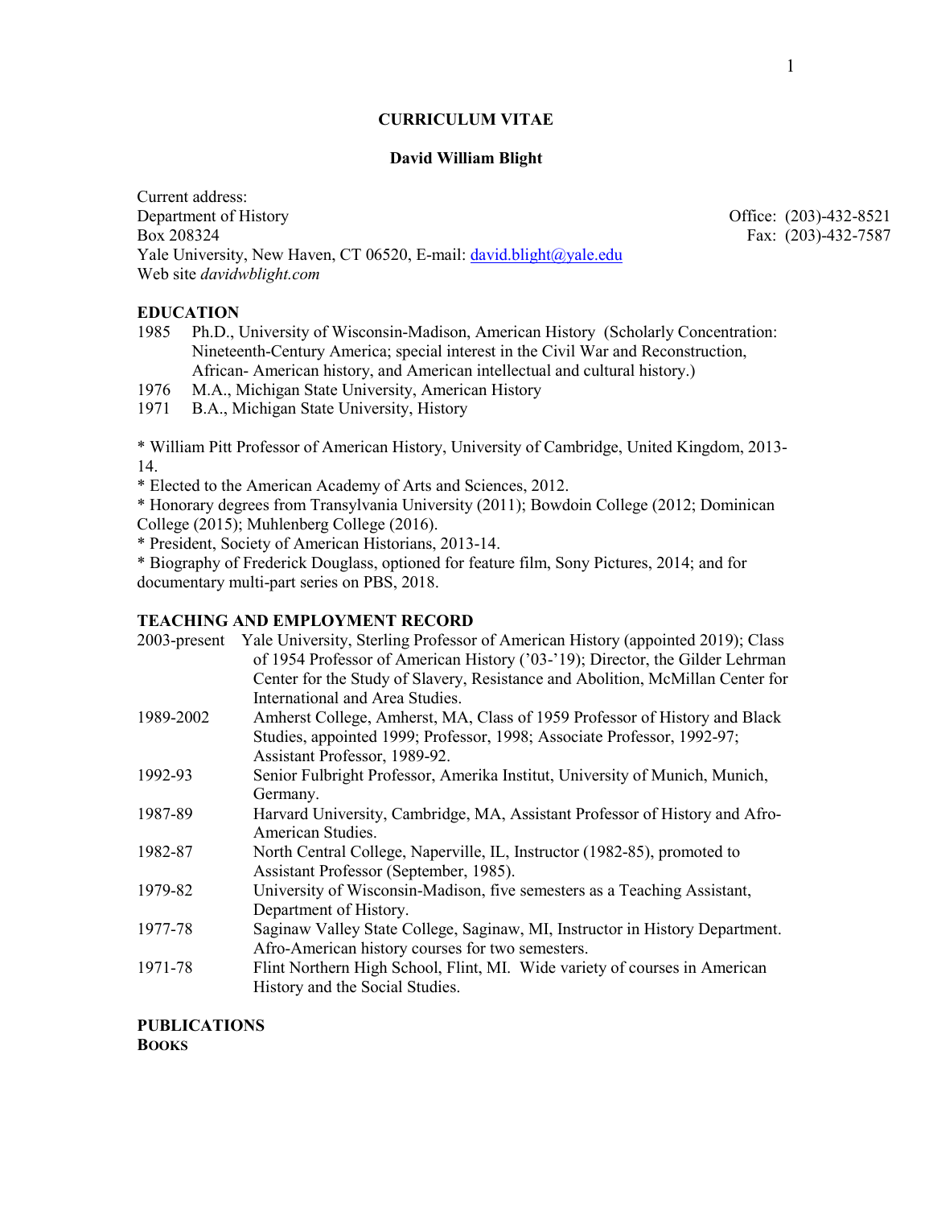# CURRICULUM VITAE

## David William Blight

Current address:
Department of History  Office: (203)-432-8521
Box 208324  Fax: (203)-432-7587
Yale University, New Haven, CT 06520, E-mail: david.blight@yale.edu
Web site *davidwblight.com*

### EDUCATION

- 1985 Ph.D., University of Wisconsin-Madison, American History (Scholarly Concentration: Nineteenth-Century America; special interest in the Civil War and Reconstruction, African- American history, and American intellectual and cultural history.)
- 1976 M.A., Michigan State University, American History
- 1971 B.A., Michigan State University, History

* William Pitt Professor of American History, University of Cambridge, United Kingdom, 2013-14.
* Elected to the American Academy of Arts and Sciences, 2012.
* Honorary degrees from Transylvania University (2011); Bowdoin College (2012; Dominican College (2015); Muhlenberg College (2016).
* President, Society of American Historians, 2013-14.
* Biography of Frederick Douglass, optioned for feature film, Sony Pictures, 2014; and for documentary multi-part series on PBS, 2018.

### TEACHING AND EMPLOYMENT RECORD

- 2003-present Yale University, Sterling Professor of American History (appointed 2019); Class of 1954 Professor of American History ('03-'19); Director, the Gilder Lehrman Center for the Study of Slavery, Resistance and Abolition, McMillan Center for International and Area Studies.
- 1989-2002 Amherst College, Amherst, MA, Class of 1959 Professor of History and Black Studies, appointed 1999; Professor, 1998; Associate Professor, 1992-97; Assistant Professor, 1989-92.
- 1992-93 Senior Fulbright Professor, Amerika Institut, University of Munich, Munich, Germany.
- 1987-89 Harvard University, Cambridge, MA, Assistant Professor of History and Afro-American Studies.
- 1982-87 North Central College, Naperville, IL, Instructor (1982-85), promoted to Assistant Professor (September, 1985).
- 1979-82 University of Wisconsin-Madison, five semesters as a Teaching Assistant, Department of History.
- 1977-78 Saginaw Valley State College, Saginaw, MI, Instructor in History Department. Afro-American history courses for two semesters.
- 1971-78 Flint Northern High School, Flint, MI. Wide variety of courses in American History and the Social Studies.

### PUBLICATIONS

**BOOKS**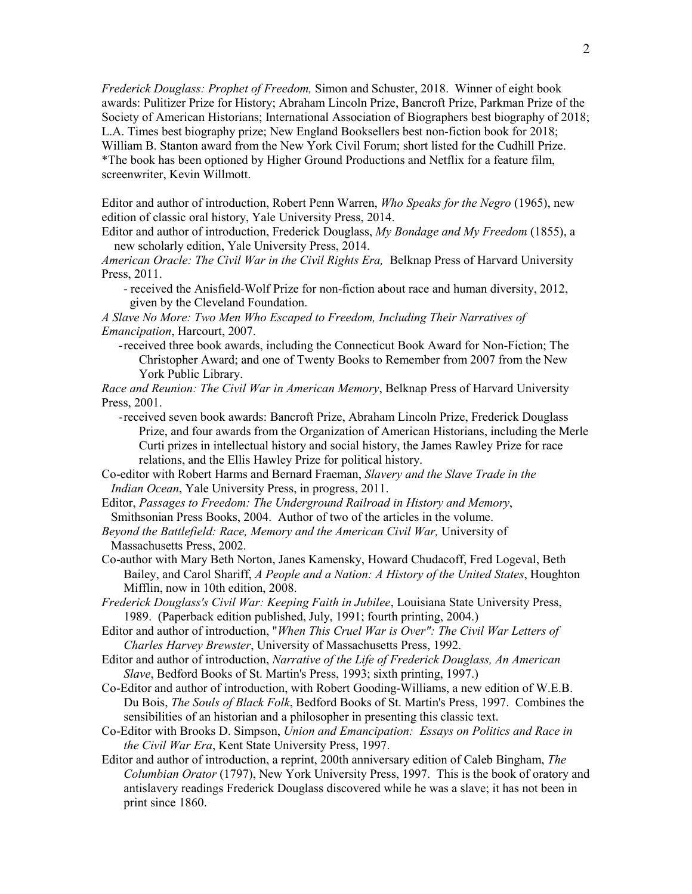*Frederick Douglass: Prophet of Freedom,* Simon and Schuster, 2018. Winner of eight book awards: Pulitzer Prize for History; Abraham Lincoln Prize, Bancroft Prize, Parkman Prize of the Society of American Historians; International Association of Biographers best biography of 2018; L.A. Times best biography prize; New England Booksellers best non-fiction book for 2018; William B. Stanton award from the New York Civil Forum; short listed for the Cudhill Prize. *The book has been optioned by Higher Ground Productions and Netflix for a feature film, screenwriter, Kevin Willmott.

Editor and author of introduction, Robert Penn Warren, *Who Speaks for the Negro* (1965), new edition of classic oral history, Yale University Press, 2014.

Editor and author of introduction, Frederick Douglass, *My Bondage and My Freedom* (1855), a new scholarly edition, Yale University Press, 2014.

*American Oracle: The Civil War in the Civil Rights Era,* Belknap Press of Harvard University Press, 2011.

- received the Anisfield-Wolf Prize for non-fiction about race and human diversity, 2012, given by the Cleveland Foundation.

*A Slave No More: Two Men Who Escaped to Freedom, Including Their Narratives of Emancipation*, Harcourt, 2007.

- received three book awards, including the Connecticut Book Award for Non-Fiction; The Christopher Award; and one of Twenty Books to Remember from 2007 from the New York Public Library.

*Race and Reunion: The Civil War in American Memory*, Belknap Press of Harvard University Press, 2001.

- received seven book awards: Bancroft Prize, Abraham Lincoln Prize, Frederick Douglass Prize, and four awards from the Organization of American Historians, including the Merle Curti prizes in intellectual history and social history, the James Rawley Prize for race relations, and the Ellis Hawley Prize for political history.

Co-editor with Robert Harms and Bernard Fraeman, *Slavery and the Slave Trade in the Indian Ocean*, Yale University Press, in progress, 2011.

Editor, *Passages to Freedom: The Underground Railroad in History and Memory*, Smithsonian Press Books, 2004. Author of two of the articles in the volume.

*Beyond the Battlefield: Race, Memory and the American Civil War,* University of Massachusetts Press, 2002.

Co-author with Mary Beth Norton, Janes Kamensky, Howard Chudacoff, Fred Logeval, Beth Bailey, and Carol Shariff, *A People and a Nation: A History of the United States*, Houghton Mifflin, now in 10th edition, 2008.

*Frederick Douglass's Civil War: Keeping Faith in Jubilee*, Louisiana State University Press, 1989. (Paperback edition published, July, 1991; fourth printing, 2004.)

Editor and author of introduction, "*When This Cruel War is Over": The Civil War Letters of Charles Harvey Brewster*, University of Massachusetts Press, 1992.

Editor and author of introduction, *Narrative of the Life of Frederick Douglass, An American Slave*, Bedford Books of St. Martin's Press, 1993; sixth printing, 1997.)

Co-Editor and author of introduction, with Robert Gooding-Williams, a new edition of W.E.B. Du Bois, *The Souls of Black Folk*, Bedford Books of St. Martin's Press, 1997. Combines the sensibilities of an historian and a philosopher in presenting this classic text.

Co-Editor with Brooks D. Simpson, *Union and Emancipation: Essays on Politics and Race in the Civil War Era*, Kent State University Press, 1997.

Editor and author of introduction, a reprint, 200th anniversary edition of Caleb Bingham, *The Columbian Orator* (1797), New York University Press, 1997. This is the book of oratory and antislavery readings Frederick Douglass discovered while he was a slave; it has not been in print since 1860.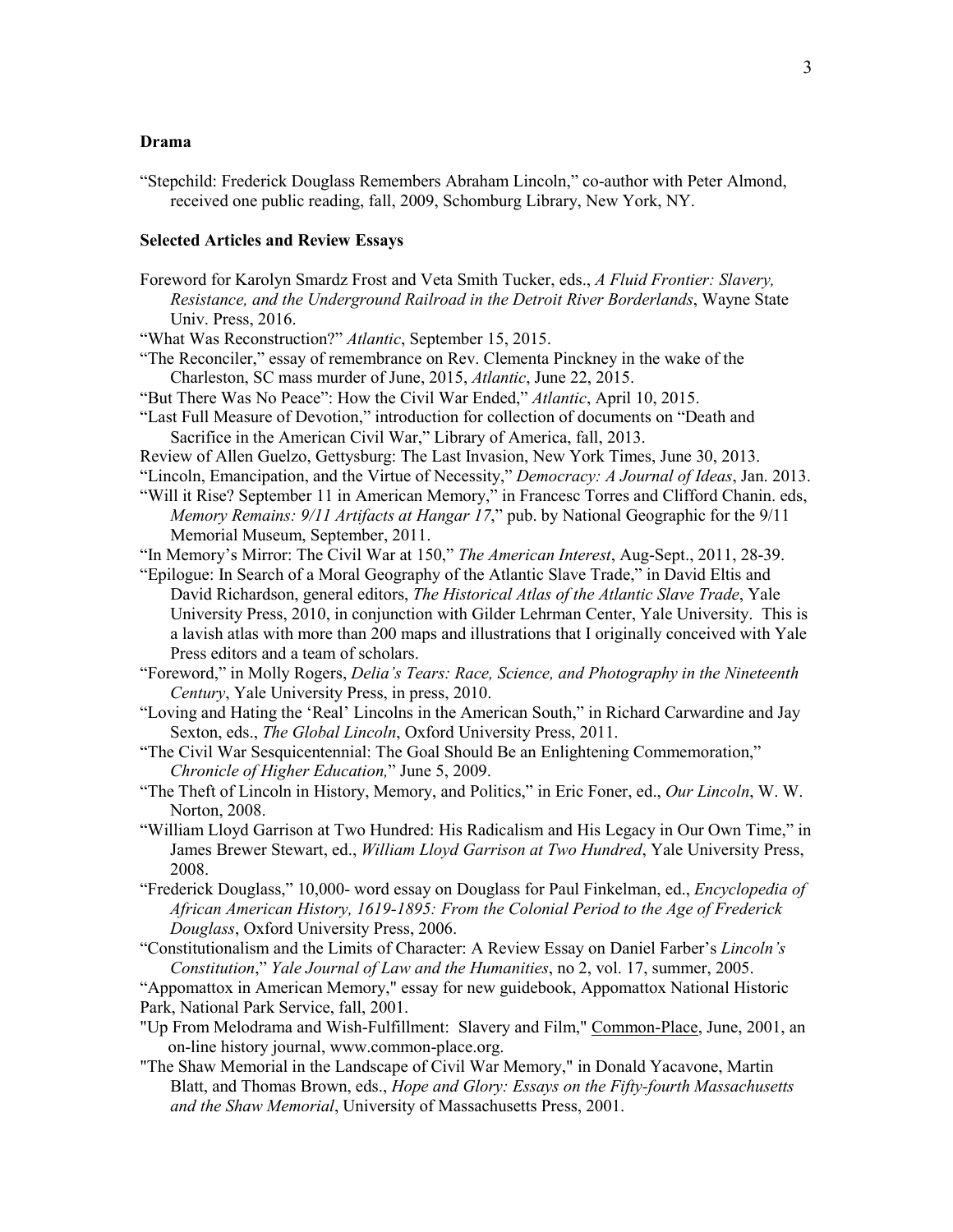### Drama

"Stepchild: Frederick Douglass Remembers Abraham Lincoln," co-author with Peter Almond, received one public reading, fall, 2009, Schomburg Library, New York, NY.

### Selected Articles and Review Essays

Foreword for Karolyn Smardz Frost and Veta Smith Tucker, eds., *A Fluid Frontier: Slavery, Resistance, and the Underground Railroad in the Detroit River Borderlands*, Wayne State Univ. Press, 2016.

"What Was Reconstruction?" *Atlantic*, September 15, 2015.

"The Reconciler," essay of remembrance on Rev. Clementa Pinckney in the wake of the Charleston, SC mass murder of June, 2015, *Atlantic*, June 22, 2015.

"But There Was No Peace": How the Civil War Ended," *Atlantic*, April 10, 2015.

"Last Full Measure of Devotion," introduction for collection of documents on "Death and Sacrifice in the American Civil War," Library of America, fall, 2013.

Review of Allen Guelzo, Gettysburg: The Last Invasion, New York Times, June 30, 2013.

"Lincoln, Emancipation, and the Virtue of Necessity," *Democracy: A Journal of Ideas*, Jan. 2013.

"Will it Rise? September 11 in American Memory," in Francesc Torres and Clifford Chanin. eds, *Memory Remains: 9/11 Artifacts at Hangar 17*," pub. by National Geographic for the 9/11 Memorial Museum, September, 2011.

"In Memory's Mirror: The Civil War at 150," *The American Interest*, Aug-Sept., 2011, 28-39.

"Epilogue: In Search of a Moral Geography of the Atlantic Slave Trade," in David Eltis and David Richardson, general editors, *The Historical Atlas of the Atlantic Slave Trade*, Yale University Press, 2010, in conjunction with Gilder Lehrman Center, Yale University. This is a lavish atlas with more than 200 maps and illustrations that I originally conceived with Yale Press editors and a team of scholars.

"Foreword," in Molly Rogers, *Delia's Tears: Race, Science, and Photography in the Nineteenth Century*, Yale University Press, in press, 2010.

"Loving and Hating the 'Real' Lincolns in the American South," in Richard Carwardine and Jay Sexton, eds., *The Global Lincoln*, Oxford University Press, 2011.

"The Civil War Sesquicentennial: The Goal Should Be an Enlightening Commemoration," *Chronicle of Higher Education,*" June 5, 2009.

"The Theft of Lincoln in History, Memory, and Politics," in Eric Foner, ed., *Our Lincoln*, W. W. Norton, 2008.

"William Lloyd Garrison at Two Hundred: His Radicalism and His Legacy in Our Own Time," in James Brewer Stewart, ed., *William Lloyd Garrison at Two Hundred*, Yale University Press, 2008.

"Frederick Douglass," 10,000- word essay on Douglass for Paul Finkelman, ed., *Encyclopedia of African American History, 1619-1895: From the Colonial Period to the Age of Frederick Douglass*, Oxford University Press, 2006.

"Constitutionalism and the Limits of Character: A Review Essay on Daniel Farber's *Lincoln's Constitution*," *Yale Journal of Law and the Humanities*, no 2, vol. 17, summer, 2005.

"Appomattox in American Memory," essay for new guidebook, Appomattox National Historic Park, National Park Service, fall, 2001.

"Up From Melodrama and Wish-Fulfillment: Slavery and Film," Common-Place, June, 2001, an on-line history journal, www.common-place.org.

"The Shaw Memorial in the Landscape of Civil War Memory," in Donald Yacavone, Martin Blatt, and Thomas Brown, eds., *Hope and Glory: Essays on the Fifty-fourth Massachusetts and the Shaw Memorial*, University of Massachusetts Press, 2001.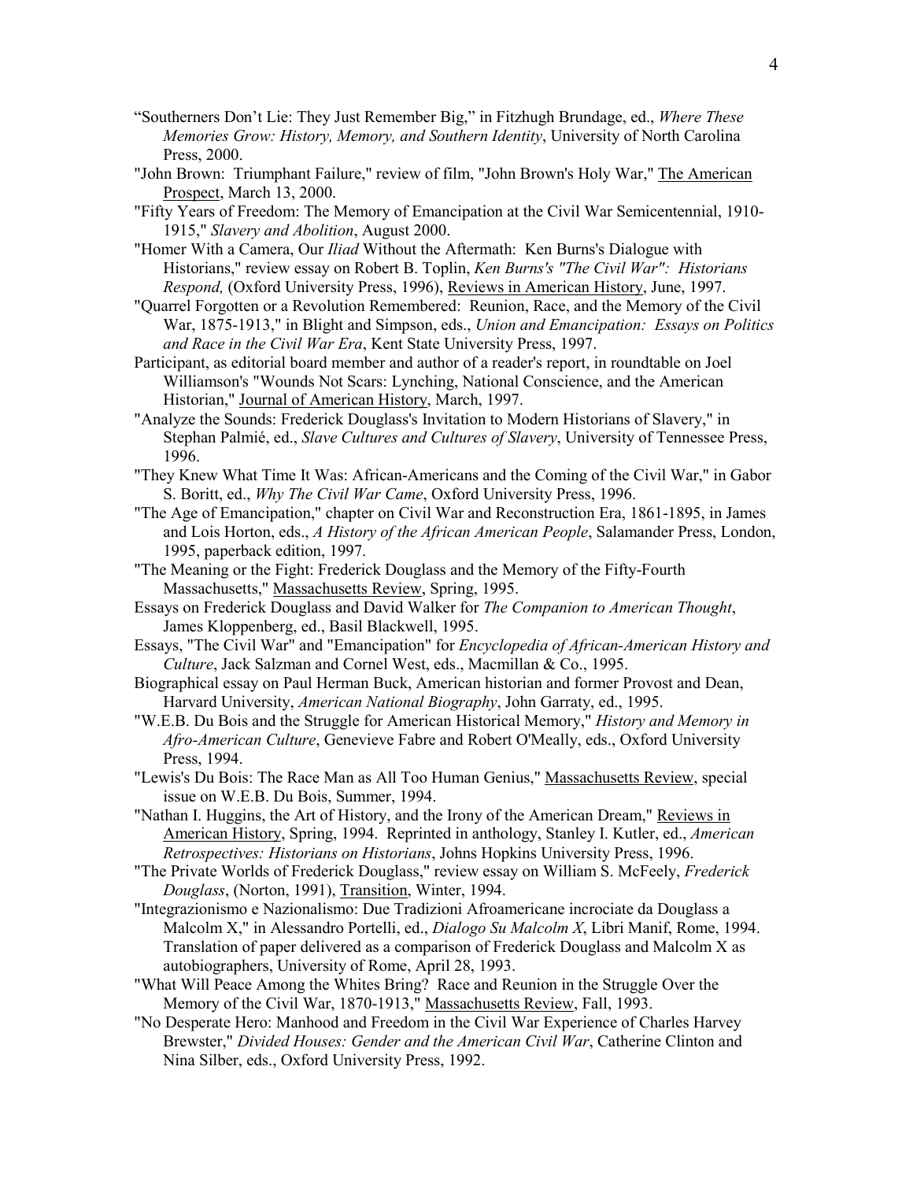"Southerners Don't Lie: They Just Remember Big," in Fitzhugh Brundage, ed., *Where These Memories Grow: History, Memory, and Southern Identity*, University of North Carolina Press, 2000.

"John Brown: Triumphant Failure," review of film, "John Brown's Holy War," The American Prospect, March 13, 2000.

"Fifty Years of Freedom: The Memory of Emancipation at the Civil War Semicentennial, 1910-1915," *Slavery and Abolition*, August 2000.

"Homer With a Camera, Our *Iliad* Without the Aftermath: Ken Burns's Dialogue with Historians," review essay on Robert B. Toplin, *Ken Burns's "The Civil War": Historians Respond,* (Oxford University Press, 1996), Reviews in American History, June, 1997.

"Quarrel Forgotten or a Revolution Remembered: Reunion, Race, and the Memory of the Civil War, 1875-1913," in Blight and Simpson, eds., *Union and Emancipation: Essays on Politics and Race in the Civil War Era*, Kent State University Press, 1997.

Participant, as editorial board member and author of a reader's report, in roundtable on Joel Williamson's "Wounds Not Scars: Lynching, National Conscience, and the American Historian," Journal of American History, March, 1997.

"Analyze the Sounds: Frederick Douglass's Invitation to Modern Historians of Slavery," in Stephan Palmié, ed., *Slave Cultures and Cultures of Slavery*, University of Tennessee Press, 1996.

"They Knew What Time It Was: African-Americans and the Coming of the Civil War," in Gabor S. Boritt, ed., *Why The Civil War Came*, Oxford University Press, 1996.

"The Age of Emancipation," chapter on Civil War and Reconstruction Era, 1861-1895, in James and Lois Horton, eds., *A History of the African American People*, Salamander Press, London, 1995, paperback edition, 1997.

"The Meaning or the Fight: Frederick Douglass and the Memory of the Fifty-Fourth Massachusetts," Massachusetts Review, Spring, 1995.

Essays on Frederick Douglass and David Walker for *The Companion to American Thought*, James Kloppenberg, ed., Basil Blackwell, 1995.

Essays, "The Civil War" and "Emancipation" for *Encyclopedia of African-American History and Culture*, Jack Salzman and Cornel West, eds., Macmillan & Co., 1995.

Biographical essay on Paul Herman Buck, American historian and former Provost and Dean, Harvard University, *American National Biography*, John Garraty, ed., 1995.

"W.E.B. Du Bois and the Struggle for American Historical Memory," *History and Memory in Afro-American Culture*, Genevieve Fabre and Robert O'Meally, eds., Oxford University Press, 1994.

"Lewis's Du Bois: The Race Man as All Too Human Genius," Massachusetts Review, special issue on W.E.B. Du Bois, Summer, 1994.

"Nathan I. Huggins, the Art of History, and the Irony of the American Dream," Reviews in American History, Spring, 1994. Reprinted in anthology, Stanley I. Kutler, ed., *American Retrospectives: Historians on Historians*, Johns Hopkins University Press, 1996.

"The Private Worlds of Frederick Douglass," review essay on William S. McFeely, *Frederick Douglass*, (Norton, 1991), Transition, Winter, 1994.

"Integrazionismo e Nazionalismo: Due Tradizioni Afroamericane incrociate da Douglass a Malcolm X," in Alessandro Portelli, ed., *Dialogo Su Malcolm X*, Libri Manif, Rome, 1994. Translation of paper delivered as a comparison of Frederick Douglass and Malcolm X as autobiographers, University of Rome, April 28, 1993.

"What Will Peace Among the Whites Bring? Race and Reunion in the Struggle Over the Memory of the Civil War, 1870-1913," Massachusetts Review, Fall, 1993.

"No Desperate Hero: Manhood and Freedom in the Civil War Experience of Charles Harvey Brewster," *Divided Houses: Gender and the American Civil War*, Catherine Clinton and Nina Silber, eds., Oxford University Press, 1992.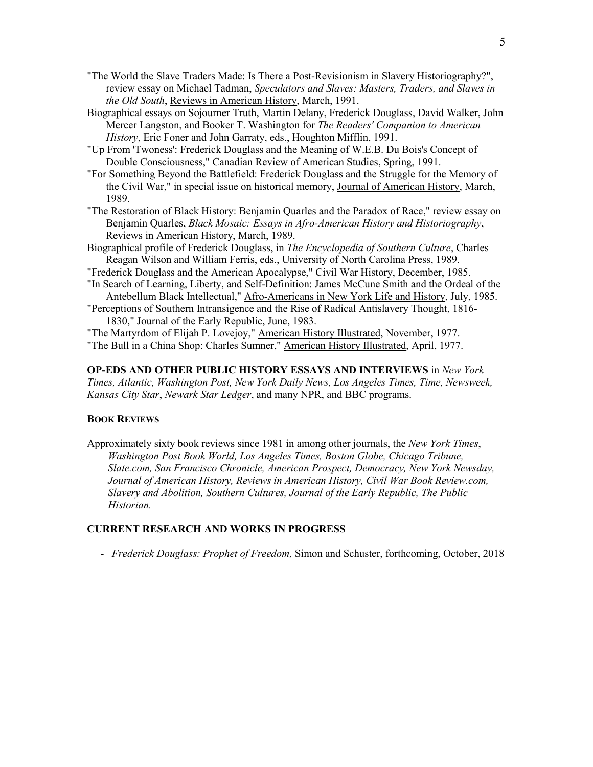"The World the Slave Traders Made: Is There a Post-Revisionism in Slavery Historiography?", review essay on Michael Tadman, *Speculators and Slaves: Masters, Traders, and Slaves in the Old South*, Reviews in American History, March, 1991.

Biographical essays on Sojourner Truth, Martin Delany, Frederick Douglass, David Walker, John Mercer Langston, and Booker T. Washington for *The Readers' Companion to American History*, Eric Foner and John Garraty, eds., Houghton Mifflin, 1991.

"Up From 'Twoness': Frederick Douglass and the Meaning of W.E.B. Du Bois's Concept of Double Consciousness," Canadian Review of American Studies, Spring, 1991.

"For Something Beyond the Battlefield: Frederick Douglass and the Struggle for the Memory of the Civil War," in special issue on historical memory, Journal of American History, March, 1989.

"The Restoration of Black History: Benjamin Quarles and the Paradox of Race," review essay on Benjamin Quarles, *Black Mosaic: Essays in Afro-American History and Historiography*, Reviews in American History, March, 1989.

Biographical profile of Frederick Douglass, in *The Encyclopedia of Southern Culture*, Charles Reagan Wilson and William Ferris, eds., University of North Carolina Press, 1989.

"Frederick Douglass and the American Apocalypse," Civil War History, December, 1985.

"In Search of Learning, Liberty, and Self-Definition: James McCune Smith and the Ordeal of the Antebellum Black Intellectual," Afro-Americans in New York Life and History, July, 1985.

"Perceptions of Southern Intransigence and the Rise of Radical Antislavery Thought, 1816-1830," Journal of the Early Republic, June, 1983.

"The Martyrdom of Elijah P. Lovejoy," American History Illustrated, November, 1977.

"The Bull in a China Shop: Charles Sumner," American History Illustrated, April, 1977.

**OP-EDS AND OTHER PUBLIC HISTORY ESSAYS AND INTERVIEWS** in *New York Times, Atlantic, Washington Post, New York Daily News, Los Angeles Times, Time, Newsweek, Kansas City Star*, *Newark Star Ledger*, and many NPR, and BBC programs.

### BOOK REVIEWS

Approximately sixty book reviews since 1981 in among other journals, the *New York Times*, *Washington Post Book World, Los Angeles Times, Boston Globe, Chicago Tribune, Slate.com, San Francisco Chronicle, American Prospect, Democracy, New York Newsday, Journal of American History, Reviews in American History, Civil War Book Review.com, Slavery and Abolition, Southern Cultures, Journal of the Early Republic, The Public Historian.*

### CURRENT RESEARCH AND WORKS IN PROGRESS

- *Frederick Douglass: Prophet of Freedom,* Simon and Schuster, forthcoming, October, 2018